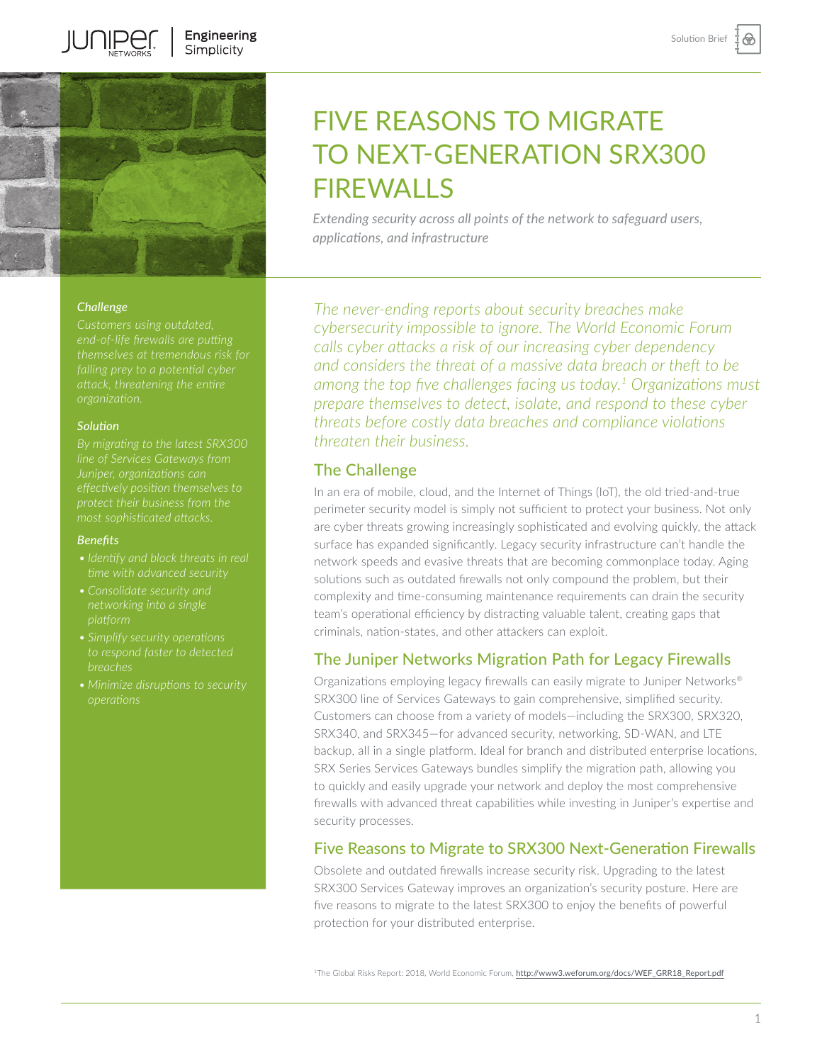# FIVE REASONS TO MIGRATE TO NEXT-GENERATION SRX300 FIREWALLS

*Extending security across all points of the network to safeguard users, applications, and infrastructure*

### *Challenge*

*Customers using outdated, end-of-life firewalls are putting themselves at tremendous risk for falling prey to a potential cyber attack, threatening the entire organization.*

### *Solution*

*By migrating to the latest SRX300 line of Services Gateways from Juniper, organizations can effectively position themselves to protect their business from the most sophisticated attacks.*

### *Benefits*

- *Identify and block threats in real time with advanced security*
- *Consolidate security and networking into a single platform*
- *Simplify security operations to respond faster to detected breaches*
- *Minimize disruptions to security operations*

*The never-ending reports about security breaches make cybersecurity impossible to ignore. The World Economic Forum calls cyber attacks a risk of our increasing cyber dependency and considers the threat of a massive data breach or theft to be among the top five challenges facing us today.[1] Organizations must prepare themselves to detect, isolate, and respond to these cyber threats before costly data breaches and compliance violations threaten their business.*

## The Challenge

In an era of mobile, cloud, and the Internet of Things (IoT), the old tried-and-true perimeter security model is simply not sufficient to protect your business. Not only are cyber threats growing increasingly sophisticated and evolving quickly, the attack surface has expanded significantly. Legacy security infrastructure can't handle the network speeds and evasive threats that are becoming commonplace today. Aging solutions such as outdated firewalls not only compound the problem, but their complexity and time-consuming maintenance requirements can drain the security team's operational efficiency by distracting valuable talent, creating gaps that criminals, nation-states, and other attackers can exploit.

## The Juniper Networks Migration Path for Legacy Firewalls

Organizations employing legacy firewalls can easily migrate to Juniper Networks® SRX300 line of Services Gateways to gain comprehensive, simplified security. Customers can choose from a variety of models—including the SRX300, SRX320, SRX340, and SRX345—for advanced security, networking, SD-WAN, and LTE backup, all in a single platform. Ideal for branch and distributed enterprise locations, SRX Series Services Gateways bundles simplify the migration path, allowing you to quickly and easily upgrade your network and deploy the most comprehensive firewalls with advanced threat capabilities while investing in Juniper's expertise and security processes.

## Five Reasons to Migrate to SRX300 Next-Generation Firewalls

Obsolete and outdated firewalls increase security risk. Upgrading to the latest SRX300 Services Gateway improves an organization's security posture. Here are five reasons to migrate to the latest SRX300 to enjoy the benefits of powerful protection for your distributed enterprise.

[1]The Global Risks Report: 2018, World Economic Forum, http://www3.weforum.org/docs/WEF_GRR18_Report.pdf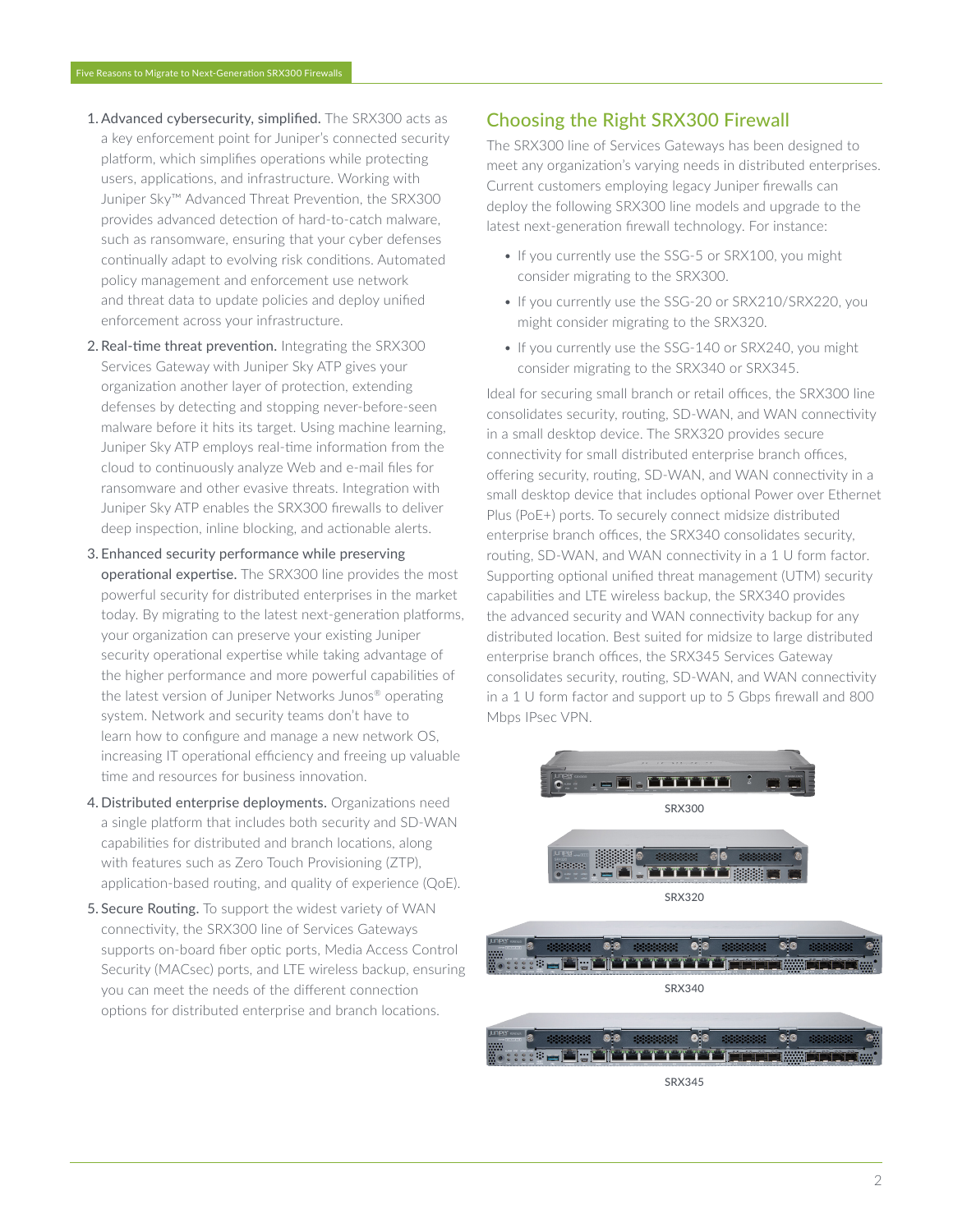1. **Advanced cybersecurity, simplified.** The SRX300 acts as a key enforcement point for Juniper's connected security platform, which simplifies operations while protecting users, applications, and infrastructure. Working with Juniper Sky™ Advanced Threat Prevention, the SRX300 provides advanced detection of hard-to-catch malware, such as ransomware, ensuring that your cyber defenses continually adapt to evolving risk conditions. Automated policy management and enforcement use network and threat data to update policies and deploy unified enforcement across your infrastructure.
2. **Real-time threat prevention.** Integrating the SRX300 Services Gateway with Juniper Sky ATP gives your organization another layer of protection, extending defenses by detecting and stopping never-before-seen malware before it hits its target. Using machine learning, Juniper Sky ATP employs real-time information from the cloud to continuously analyze Web and e-mail files for ransomware and other evasive threats. Integration with Juniper Sky ATP enables the SRX300 firewalls to deliver deep inspection, inline blocking, and actionable alerts.
3. **Enhanced security performance while preserving operational expertise.** The SRX300 line provides the most powerful security for distributed enterprises in the market today. By migrating to the latest next-generation platforms, your organization can preserve your existing Juniper security operational expertise while taking advantage of the higher performance and more powerful capabilities of the latest version of Juniper Networks Junos® operating system. Network and security teams don't have to learn how to configure and manage a new network OS, increasing IT operational efficiency and freeing up valuable time and resources for business innovation.
4. **Distributed enterprise deployments.** Organizations need a single platform that includes both security and SD-WAN capabilities for distributed and branch locations, along with features such as Zero Touch Provisioning (ZTP), application-based routing, and quality of experience (QoE).
5. **Secure Routing.** To support the widest variety of WAN connectivity, the SRX300 line of Services Gateways supports on-board fiber optic ports, Media Access Control Security (MACsec) ports, and LTE wireless backup, ensuring you can meet the needs of the different connection options for distributed enterprise and branch locations.

## Choosing the Right SRX300 Firewall

The SRX300 line of Services Gateways has been designed to meet any organization's varying needs in distributed enterprises. Current customers employing legacy Juniper firewalls can deploy the following SRX300 line models and upgrade to the latest next-generation firewall technology. For instance:

- If you currently use the SSG-5 or SRX100, you might consider migrating to the SRX300.
- If you currently use the SSG-20 or SRX210/SRX220, you might consider migrating to the SRX320.
- If you currently use the SSG-140 or SRX240, you might consider migrating to the SRX340 or SRX345.

Ideal for securing small branch or retail offices, the SRX300 line consolidates security, routing, SD-WAN, and WAN connectivity in a small desktop device. The SRX320 provides secure connectivity for small distributed enterprise branch offices, offering security, routing, SD-WAN, and WAN connectivity in a small desktop device that includes optional Power over Ethernet Plus (PoE+) ports. To securely connect midsize distributed enterprise branch offices, the SRX340 consolidates security, routing, SD-WAN, and WAN connectivity in a 1 U form factor. Supporting optional unified threat management (UTM) security capabilities and LTE wireless backup, the SRX340 provides the advanced security and WAN connectivity backup for any distributed location. Best suited for midsize to large distributed enterprise branch offices, the SRX345 Services Gateway consolidates security, routing, SD-WAN, and WAN connectivity in a 1 U form factor and support up to 5 Gbps firewall and 800 Mbps IPsec VPN.

SRX300

SRX320

SRX340

SRX345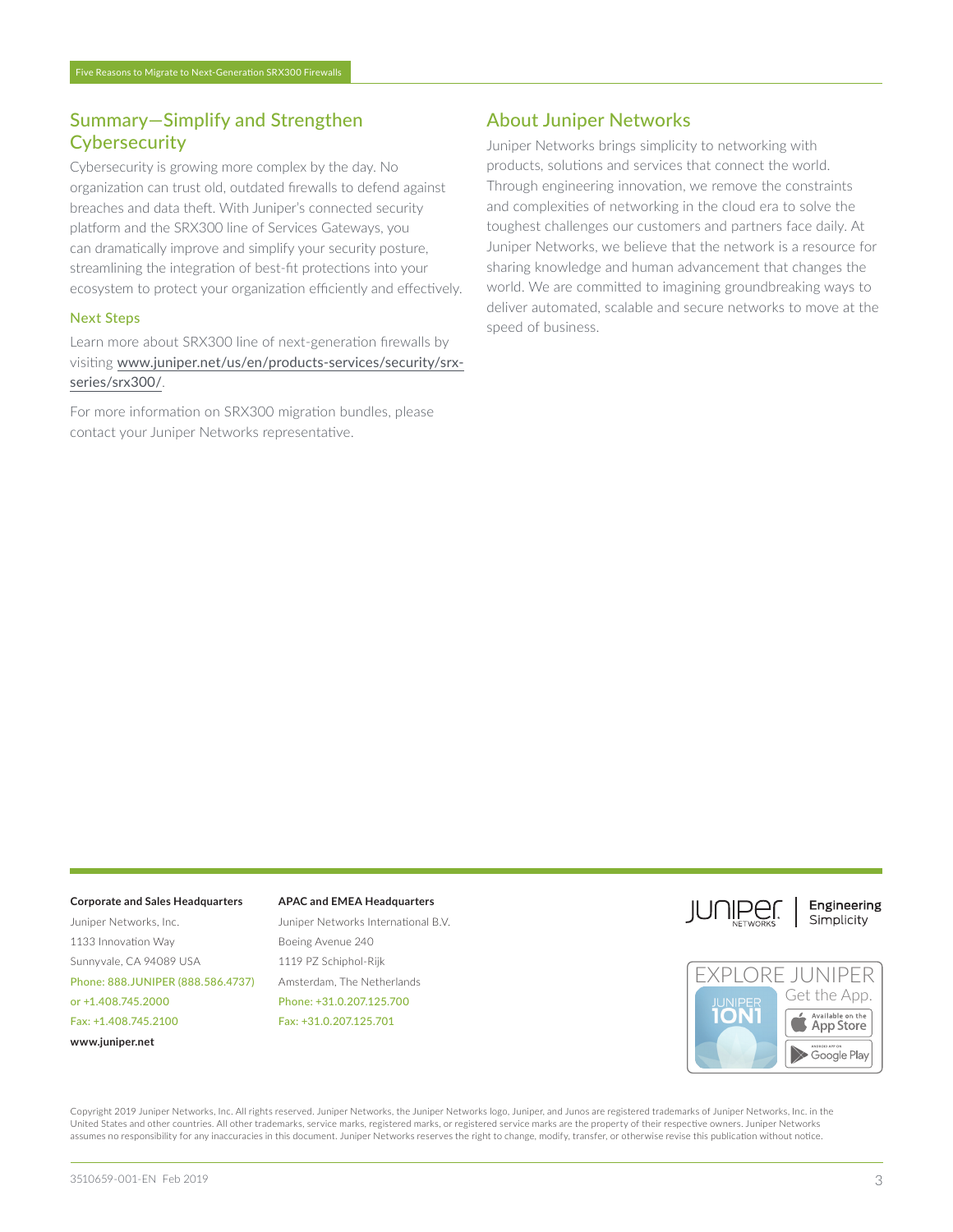## Summary—Simplify and Strengthen Cybersecurity

Cybersecurity is growing more complex by the day. No organization can trust old, outdated firewalls to defend against breaches and data theft. With Juniper's connected security platform and the SRX300 line of Services Gateways, you can dramatically improve and simplify your security posture, streamlining the integration of best-fit protections into your ecosystem to protect your organization efficiently and effectively.

### Next Steps

Learn more about SRX300 line of next-generation firewalls by visiting www.juniper.net/us/en/products-services/security/srx-series/srx300/.

For more information on SRX300 migration bundles, please contact your Juniper Networks representative.

## About Juniper Networks

Juniper Networks brings simplicity to networking with products, solutions and services that connect the world. Through engineering innovation, we remove the constraints and complexities of networking in the cloud era to solve the toughest challenges our customers and partners face daily. At Juniper Networks, we believe that the network is a resource for sharing knowledge and human advancement that changes the world. We are committed to imagining groundbreaking ways to deliver automated, scalable and secure networks to move at the speed of business.

**Corporate and Sales Headquarters**

Juniper Networks, Inc.
1133 Innovation Way
Sunnyvale, CA 94089 USA
Phone: 888.JUNIPER (888.586.4737)
or +1.408.745.2000
Fax: +1.408.745.2100
**www.juniper.net**

**APAC and EMEA Headquarters**

Juniper Networks International B.V.
Boeing Avenue 240
1119 PZ Schiphol-Rijk
Amsterdam, The Netherlands
Phone: +31.0.207.125.700
Fax: +31.0.207.125.701

JUNIPER NETWORKS | Engineering Simplicity

EXPLORE JUNIPER
Get the App.
JUNIPER 1ON1
Available on the App Store
Android App on Google Play

Copyright 2019 Juniper Networks, Inc. All rights reserved. Juniper Networks, the Juniper Networks logo, Juniper, and Junos are registered trademarks of Juniper Networks, Inc. in the United States and other countries. All other trademarks, service marks, registered marks, or registered service marks are the property of their respective owners. Juniper Networks assumes no responsibility for any inaccuracies in this document. Juniper Networks reserves the right to change, modify, transfer, or otherwise revise this publication without notice.

3510659-001-EN Feb 2019